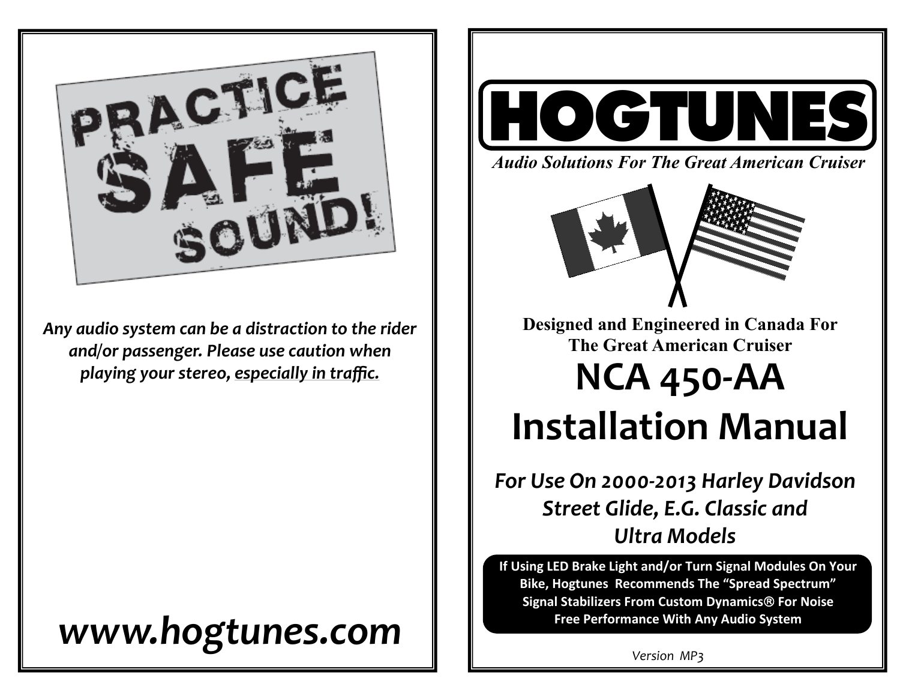PRACTICE SAFE SOUND!

***Any audio system can be a distraction to the rider and/or passenger. Please use caution when playing your stereo, especially in traffic.***

## *www.hogtunes.com*

# HOGTUNES

***Audio Solutions For The Great American Cruiser***

**Designed and Engineered in Canada For The Great American Cruiser**

# NCA 450-AA Installation Manual

## *For Use On 2000-2013 Harley Davidson Street Glide, E.G. Classic and Ultra Models*

**If Using LED Brake Light and/or Turn Signal Modules On Your Bike, Hogtunes Recommends The "Spread Spectrum" Signal Stabilizers From Custom Dynamics® For Noise Free Performance With Any Audio System**

*Version MP3*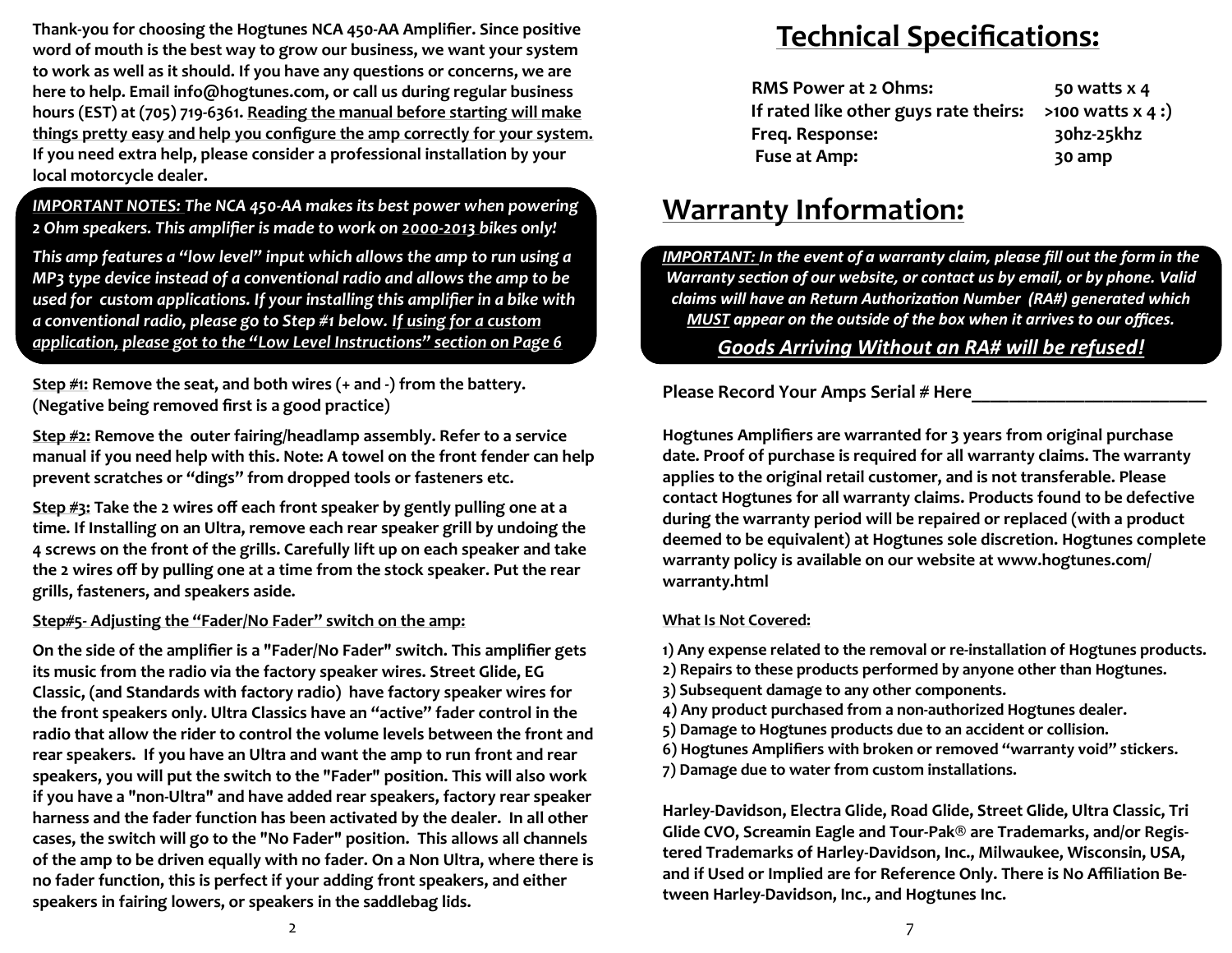**Thank-you for choosing the Hogtunes NCA 450-AA Amplifier. Since positive word of mouth is the best way to grow our business, we want your system to work as well as it should. If you have any questions or concerns, we are here to help. Email info@hogtunes.com, or call us during regular business hours (EST) at (705) 719-6361. Reading the manual before starting will make things pretty easy and help you configure the amp correctly for your system. If you need extra help, please consider a professional installation by your local motorcycle dealer.**

***IMPORTANT NOTES:* *The NCA 450-AA makes its best power when powering 2 Ohm speakers. This amplifier is made to work on 2000-2013 bikes only!***

***This amp features a "low level" input which allows the amp to run using a MP3 type device instead of a conventional radio and allows the amp to be used for custom applications. If your installing this amplifier in a bike with a conventional radio, please go to Step #1 below. If using for a custom application, please got to the "Low Level Instructions" section on Page 6***

**Step #1: Remove the seat, and both wires (+ and -) from the battery. (Negative being removed first is a good practice)**

**Step #2: Remove the outer fairing/headlamp assembly. Refer to a service manual if you need help with this. Note: A towel on the front fender can help prevent scratches or "dings" from dropped tools or fasteners etc.**

**Step #3: Take the 2 wires off each front speaker by gently pulling one at a time. If Installing on an Ultra, remove each rear speaker grill by undoing the 4 screws on the front of the grills. Carefully lift up on each speaker and take the 2 wires off by pulling one at a time from the stock speaker. Put the rear grills, fasteners, and speakers aside.**

**Step#5- Adjusting the "Fader/No Fader" switch on the amp:**

**On the side of the amplifier is a "Fader/No Fader" switch. This amplifier gets its music from the radio via the factory speaker wires. Street Glide, EG Classic, (and Standards with factory radio) have factory speaker wires for the front speakers only. Ultra Classics have an "active" fader control in the radio that allow the rider to control the volume levels between the front and rear speakers. If you have an Ultra and want the amp to run front and rear speakers, you will put the switch to the "Fader" position. This will also work if you have a "non-Ultra" and have added rear speakers, factory rear speaker harness and the fader function has been activated by the dealer. In all other cases, the switch will go to the "No Fader" position. This allows all channels of the amp to be driven equally with no fader. On a Non Ultra, where there is no fader function, this is perfect if your adding front speakers, and either speakers in fairing lowers, or speakers in the saddlebag lids.**

# Technical Specifications:

| | |
|---|---|
| **RMS Power at 2 Ohms:** | **50 watts x 4** |
| **If rated like other guys rate theirs:** | **>100 watts x 4 :)** |
| **Freq. Response:** | **30hz-25khz** |
| **Fuse at Amp:** | **30 amp** |

# Warranty Information:

***IMPORTANT:* *In the event of a warranty claim, please fill out the form in the Warranty section of our website, or contact us by email, or by phone. Valid claims will have an Return Authorization Number (RA#) generated which MUST appear on the outside of the box when it arrives to our offices.***

***Goods Arriving Without an RA# will be refused!***

**Please Record Your Amps Serial # Here_________________________**

**Hogtunes Amplifiers are warranted for 3 years from original purchase date. Proof of purchase is required for all warranty claims. The warranty applies to the original retail customer, and is not transferable. Please contact Hogtunes for all warranty claims. Products found to be defective during the warranty period will be repaired or replaced (with a product deemed to be equivalent) at Hogtunes sole discretion. Hogtunes complete warranty policy is available on our website at www.hogtunes.com/warranty.html**

**What Is Not Covered:**

**1) Any expense related to the removal or re-installation of Hogtunes products.**
**2) Repairs to these products performed by anyone other than Hogtunes.**
**3) Subsequent damage to any other components.**
**4) Any product purchased from a non-authorized Hogtunes dealer.**
**5) Damage to Hogtunes products due to an accident or collision.**
**6) Hogtunes Amplifiers with broken or removed "warranty void" stickers.**
**7) Damage due to water from custom installations.**

**Harley-Davidson, Electra Glide, Road Glide, Street Glide, Ultra Classic, Tri Glide CVO, Screamin Eagle and Tour-Pak® are Trademarks, and/or Registered Trademarks of Harley-Davidson, Inc., Milwaukee, Wisconsin, USA, and if Used or Implied are for Reference Only. There is No Affiliation Between Harley-Davidson, Inc., and Hogtunes Inc.**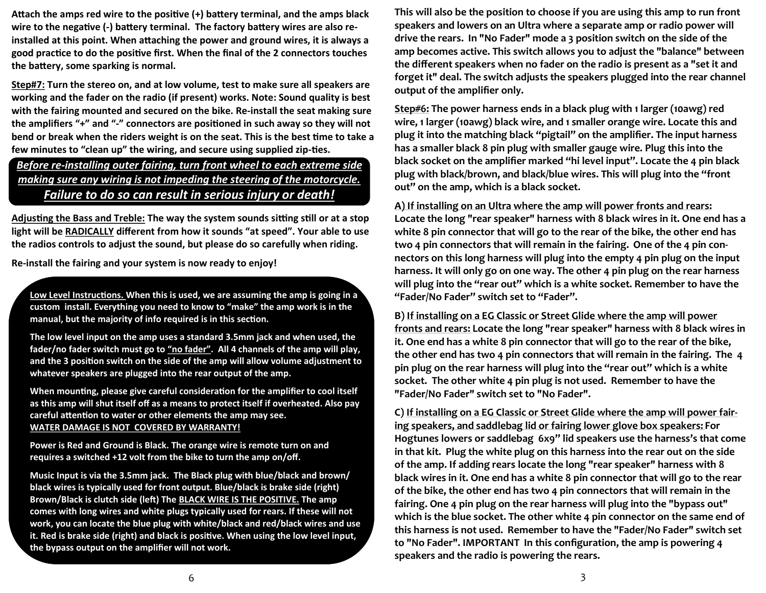Attach the amps red wire to the positive (+) battery terminal, and the amps black wire to the negative (-) battery terminal. The factory battery wires are also re-installed at this point. When attaching the power and ground wires, it is always a good practice to do the positive first. When the final of the 2 connectors touches the battery, some sparking is normal.

**Step#7:** Turn the stereo on, and at low volume, test to make sure all speakers are working and the fader on the radio (if present) works. Note: Sound quality is best with the fairing mounted and secured on the bike. Re-install the seat making sure the amplifiers "+" and "-" connectors are positioned in such away so they will not bend or break when the riders weight is on the seat. This is the best time to take a few minutes to "clean up" the wiring, and secure using supplied zip-ties.

***Before re-installing outer fairing, turn front wheel to each extreme side making sure any wiring is not impeding the steering of the motorcycle.***

***Failure to do so can result in serious injury or death!***

**Adjusting the Bass and Treble:** The way the system sounds sitting still or at a stop light will be RADICALLY different from how it sounds "at speed". Your able to use the radios controls to adjust the sound, but please do so carefully when riding.

Re-install the fairing and your system is now ready to enjoy!

**Low Level Instructions.** When this is used, we are assuming the amp is going in a custom install. Everything you need to know to "make" the amp work is in the manual, but the majority of info required is in this section.

The low level input on the amp uses a standard 3.5mm jack and when used, the fader/no fader switch must go to "no fader". All 4 channels of the amp will play, and the 3 position switch on the side of the amp will allow volume adjustment to whatever speakers are plugged into the rear output of the amp.

When mounting, please give careful consideration for the amplifier to cool itself as this amp will shut itself off as a means to protect itself if overheated. Also pay careful attention to water or other elements the amp may see.
**WATER DAMAGE IS NOT COVERED BY WARRANTY!**

Power is Red and Ground is Black. The orange wire is remote turn on and requires a switched +12 volt from the bike to turn the amp on/off.

Music Input is via the 3.5mm jack. The Black plug with blue/black and brown/black wires is typically used for front output. Blue/black is brake side (right) Brown/Black is clutch side (left) The BLACK WIRE IS THE POSITIVE. The amp comes with long wires and white plugs typically used for rears. If these will not work, you can locate the blue plug with white/black and red/black wires and use it. Red is brake side (right) and black is positive. When using the low level input, the bypass output on the amplifier will not work.

This will also be the position to choose if you are using this amp to run front speakers and lowers on an Ultra where a separate amp or radio power will drive the rears. In "No Fader" mode a 3 position switch on the side of the amp becomes active. This switch allows you to adjust the "balance" between the different speakers when no fader on the radio is present as a "set it and forget it" deal. The switch adjusts the speakers plugged into the rear channel output of the amplifier only.

**Step#6:** The power harness ends in a black plug with 1 larger (10awg) red wire, 1 larger (10awg) black wire, and 1 smaller orange wire. Locate this and plug it into the matching black "pigtail" on the amplifier. The input harness has a smaller black 8 pin plug with smaller gauge wire. Plug this into the black socket on the amplifier marked "hi level input". Locate the 4 pin black plug with black/brown, and black/blue wires. This will plug into the "front out" on the amp, which is a black socket.

**A) If installing on an Ultra where the amp will power fronts and rears:** Locate the long "rear speaker" harness with 8 black wires in it. One end has a white 8 pin connector that will go to the rear of the bike, the other end has two 4 pin connectors that will remain in the fairing. One of the 4 pin connectors on this long harness will plug into the empty 4 pin plug on the input harness. It will only go on one way. The other 4 pin plug on the rear harness will plug into the "rear out" which is a white socket. Remember to have the "Fader/No Fader" switch set to "Fader".

**B) If installing on a EG Classic or Street Glide where the amp will power fronts and rears:** Locate the long "rear speaker" harness with 8 black wires in it. One end has a white 8 pin connector that will go to the rear of the bike, the other end has two 4 pin connectors that will remain in the fairing. The 4 pin plug on the rear harness will plug into the "rear out" which is a white socket. The other white 4 pin plug is not used. Remember to have the "Fader/No Fader" switch set to "No Fader".

**C) If installing on a EG Classic or Street Glide where the amp will power fairing speakers, and saddlebag lid or fairing lower glove box speakers:** For Hogtunes lowers or saddlebag 6x9" lid speakers use the harness's that come in that kit. Plug the white plug on this harness into the rear out on the side of the amp. If adding rears locate the long "rear speaker" harness with 8 black wires in it. One end has a white 8 pin connector that will go to the rear of the bike, the other end has two 4 pin connectors that will remain in the fairing. One 4 pin plug on the rear harness will plug into the "bypass out" which is the blue socket. The other white 4 pin connector on the same end of this harness is not used. Remember to have the "Fader/No Fader" switch set to "No Fader". IMPORTANT In this configuration, the amp is powering 4 speakers and the radio is powering the rears.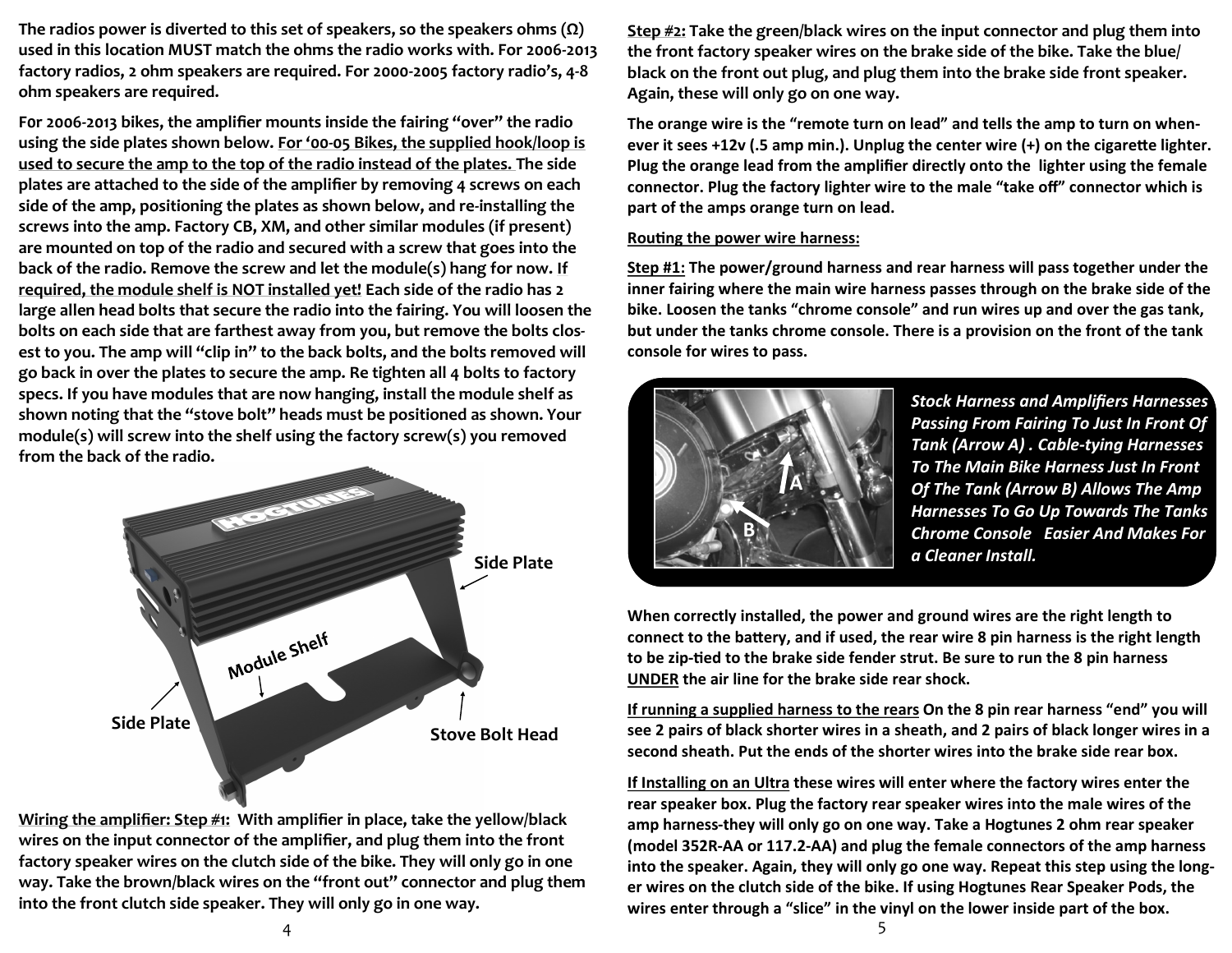The radios power is diverted to this set of speakers, so the speakers ohms (Ω) used in this location MUST match the ohms the radio works with. For 2006-2013 factory radios, 2 ohm speakers are required. For 2000-2005 factory radio's, 4-8 ohm speakers are required.

F0r 2006-2013 bikes, the amplifier mounts inside the fairing "over" the radio using the side plates shown below. For '00-05 Bikes, the supplied hook/loop is used to secure the amp to the top of the radio instead of the plates. The side plates are attached to the side of the amplifier by removing 4 screws on each side of the amp, positioning the plates as shown below, and re-installing the screws into the amp. Factory CB, XM, and other similar modules (if present) are mounted on top of the radio and secured with a screw that goes into the back of the radio. Remove the screw and let the module(s) hang for now. If required, the module shelf is NOT installed yet! Each side of the radio has 2 large allen head bolts that secure the radio into the fairing. You will loosen the bolts on each side that are farthest away from you, but remove the bolts closest to you. The amp will "clip in" to the back bolts, and the bolts removed will go back in over the plates to secure the amp. Re tighten all 4 bolts to factory specs. If you have modules that are now hanging, install the module shelf as shown noting that the "stove bolt" heads must be positioned as shown. Your module(s) will screw into the shelf using the factory screw(s) you removed from the back of the radio.

Side Plate

Module Shelf

Side Plate

Stove Bolt Head

**Wiring the amplifier: Step #1:** With amplifier in place, take the yellow/black wires on the input connector of the amplifier, and plug them into the front factory speaker wires on the clutch side of the bike. They will only go in one way. Take the brown/black wires on the "front out" connector and plug them into the front clutch side speaker. They will only go in one way.

**Step #2:** Take the green/black wires on the input connector and plug them into the front factory speaker wires on the brake side of the bike. Take the blue/black on the front out plug, and plug them into the brake side front speaker. Again, these will only go on one way.

The orange wire is the "remote turn on lead" and tells the amp to turn on whenever it sees +12v (.5 amp min.). Unplug the center wire (+) on the cigarette lighter. Plug the orange lead from the amplifier directly onto the lighter using the female connector. Plug the factory lighter wire to the male "take off" connector which is part of the amps orange turn on lead.

**Routing the power wire harness:**

**Step #1:** The power/ground harness and rear harness will pass together under the inner fairing where the main wire harness passes through on the brake side of the bike. Loosen the tanks "chrome console" and run wires up and over the gas tank, but under the tanks chrome console. There is a provision on the front of the tank console for wires to pass.

A

B

*Stock Harness and Amplifiers Harnesses Passing From Fairing To Just In Front Of Tank (Arrow A) . Cable-tying Harnesses To The Main Bike Harness Just In Front Of The Tank (Arrow B) Allows The Amp Harnesses To Go Up Towards The Tanks Chrome Console Easier And Makes For a Cleaner Install.*

When correctly installed, the power and ground wires are the right length to connect to the battery, and if used, the rear wire 8 pin harness is the right length to be zip-tied to the brake side fender strut. Be sure to run the 8 pin harness UNDER the air line for the brake side rear shock.

**If running a supplied harness to the rears** On the 8 pin rear harness "end" you will see 2 pairs of black shorter wires in a sheath, and 2 pairs of black longer wires in a second sheath. Put the ends of the shorter wires into the brake side rear box.

**If Installing on an Ultra** these wires will enter where the factory wires enter the rear speaker box. Plug the factory rear speaker wires into the male wires of the amp harness-they will only go on one way. Take a Hogtunes 2 ohm rear speaker (model 352R-AA or 117.2-AA) and plug the female connectors of the amp harness into the speaker. Again, they will only go one way. Repeat this step using the longer wires on the clutch side of the bike. If using Hogtunes Rear Speaker Pods, the wires enter through a "slice" in the vinyl on the lower inside part of the box.